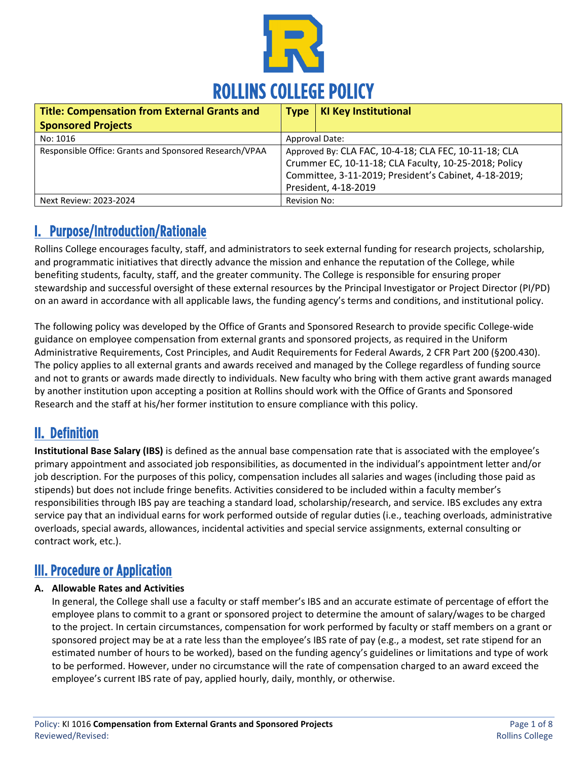# ROLLINS COLLEGE POLICY

| Title: Compensation from External Grants and Sponsored Projects | Type: KI Key Institutional |
|---|---|
| No: 1016 | Approval Date: |
| Responsible Office: Grants and Sponsored Research/VPAA | Approved By: CLA FAC, 10-4-18; CLA FEC, 10-11-18; CLA Crummer EC, 10-11-18; CLA Faculty, 10-25-2018; Policy Committee, 3-11-2019; President's Cabinet, 4-18-2019; President, 4-18-2019 |
| Next Review: 2023-2024 | Revision No: |

## I. Purpose/Introduction/Rationale

Rollins College encourages faculty, staff, and administrators to seek external funding for research projects, scholarship, and programmatic initiatives that directly advance the mission and enhance the reputation of the College, while benefiting students, faculty, staff, and the greater community. The College is responsible for ensuring proper stewardship and successful oversight of these external resources by the Principal Investigator or Project Director (PI/PD) on an award in accordance with all applicable laws, the funding agency's terms and conditions, and institutional policy.

The following policy was developed by the Office of Grants and Sponsored Research to provide specific College-wide guidance on employee compensation from external grants and sponsored projects, as required in the Uniform Administrative Requirements, Cost Principles, and Audit Requirements for Federal Awards, 2 CFR Part 200 (§200.430). The policy applies to all external grants and awards received and managed by the College regardless of funding source and not to grants or awards made directly to individuals. New faculty who bring with them active grant awards managed by another institution upon accepting a position at Rollins should work with the Office of Grants and Sponsored Research and the staff at his/her former institution to ensure compliance with this policy.

## II. Definition

**Institutional Base Salary (IBS)** is defined as the annual base compensation rate that is associated with the employee's primary appointment and associated job responsibilities, as documented in the individual's appointment letter and/or job description. For the purposes of this policy, compensation includes all salaries and wages (including those paid as stipends) but does not include fringe benefits. Activities considered to be included within a faculty member's responsibilities through IBS pay are teaching a standard load, scholarship/research, and service. IBS excludes any extra service pay that an individual earns for work performed outside of regular duties (i.e., teaching overloads, administrative overloads, special awards, allowances, incidental activities and special service assignments, external consulting or contract work, etc.).

## III. Procedure or Application

### A. Allowable Rates and Activities

In general, the College shall use a faculty or staff member's IBS and an accurate estimate of percentage of effort the employee plans to commit to a grant or sponsored project to determine the amount of salary/wages to be charged to the project. In certain circumstances, compensation for work performed by faculty or staff members on a grant or sponsored project may be at a rate less than the employee's IBS rate of pay (e.g., a modest, set rate stipend for an estimated number of hours to be worked), based on the funding agency's guidelines or limitations and type of work to be performed. However, under no circumstance will the rate of compensation charged to an award exceed the employee's current IBS rate of pay, applied hourly, daily, monthly, or otherwise.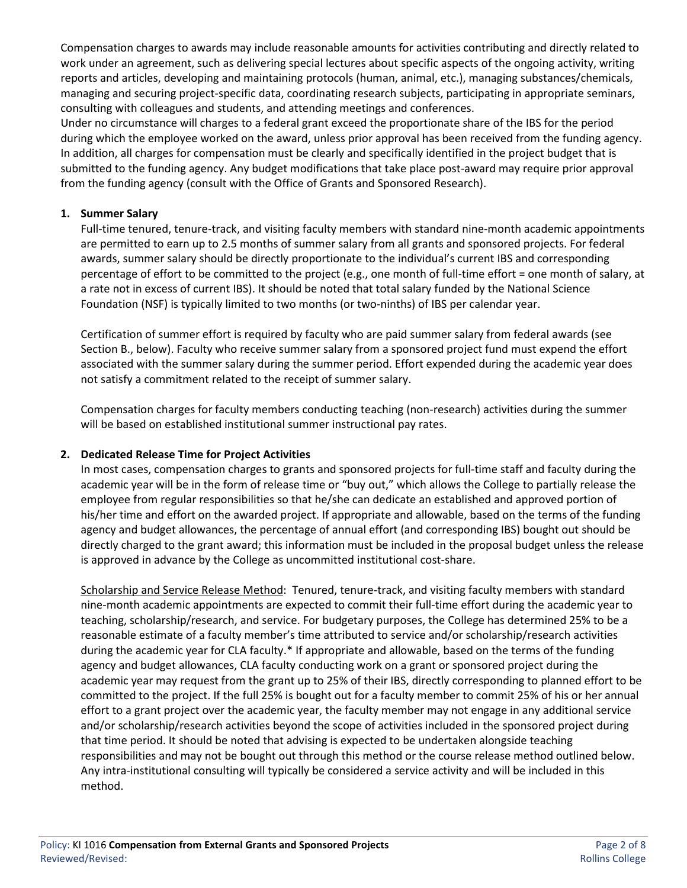Compensation charges to awards may include reasonable amounts for activities contributing and directly related to work under an agreement, such as delivering special lectures about specific aspects of the ongoing activity, writing reports and articles, developing and maintaining protocols (human, animal, etc.), managing substances/chemicals, managing and securing project-specific data, coordinating research subjects, participating in appropriate seminars, consulting with colleagues and students, and attending meetings and conferences.

Under no circumstance will charges to a federal grant exceed the proportionate share of the IBS for the period during which the employee worked on the award, unless prior approval has been received from the funding agency. In addition, all charges for compensation must be clearly and specifically identified in the project budget that is submitted to the funding agency. Any budget modifications that take place post-award may require prior approval from the funding agency (consult with the Office of Grants and Sponsored Research).

**1. Summer Salary**

Full-time tenured, tenure-track, and visiting faculty members with standard nine-month academic appointments are permitted to earn up to 2.5 months of summer salary from all grants and sponsored projects. For federal awards, summer salary should be directly proportionate to the individual's current IBS and corresponding percentage of effort to be committed to the project (e.g., one month of full-time effort = one month of salary, at a rate not in excess of current IBS). It should be noted that total salary funded by the National Science Foundation (NSF) is typically limited to two months (or two-ninths) of IBS per calendar year.

Certification of summer effort is required by faculty who are paid summer salary from federal awards (see Section B., below). Faculty who receive summer salary from a sponsored project fund must expend the effort associated with the summer salary during the summer period. Effort expended during the academic year does not satisfy a commitment related to the receipt of summer salary.

Compensation charges for faculty members conducting teaching (non-research) activities during the summer will be based on established institutional summer instructional pay rates.

**2. Dedicated Release Time for Project Activities**

In most cases, compensation charges to grants and sponsored projects for full-time staff and faculty during the academic year will be in the form of release time or "buy out," which allows the College to partially release the employee from regular responsibilities so that he/she can dedicate an established and approved portion of his/her time and effort on the awarded project. If appropriate and allowable, based on the terms of the funding agency and budget allowances, the percentage of annual effort (and corresponding IBS) bought out should be directly charged to the grant award; this information must be included in the proposal budget unless the release is approved in advance by the College as uncommitted institutional cost-share.

Scholarship and Service Release Method: Tenured, tenure-track, and visiting faculty members with standard nine-month academic appointments are expected to commit their full-time effort during the academic year to teaching, scholarship/research, and service. For budgetary purposes, the College has determined 25% to be a reasonable estimate of a faculty member's time attributed to service and/or scholarship/research activities during the academic year for CLA faculty.* If appropriate and allowable, based on the terms of the funding agency and budget allowances, CLA faculty conducting work on a grant or sponsored project during the academic year may request from the grant up to 25% of their IBS, directly corresponding to planned effort to be committed to the project. If the full 25% is bought out for a faculty member to commit 25% of his or her annual effort to a grant project over the academic year, the faculty member may not engage in any additional service and/or scholarship/research activities beyond the scope of activities included in the sponsored project during that time period. It should be noted that advising is expected to be undertaken alongside teaching responsibilities and may not be bought out through this method or the course release method outlined below. Any intra-institutional consulting will typically be considered a service activity and will be included in this method.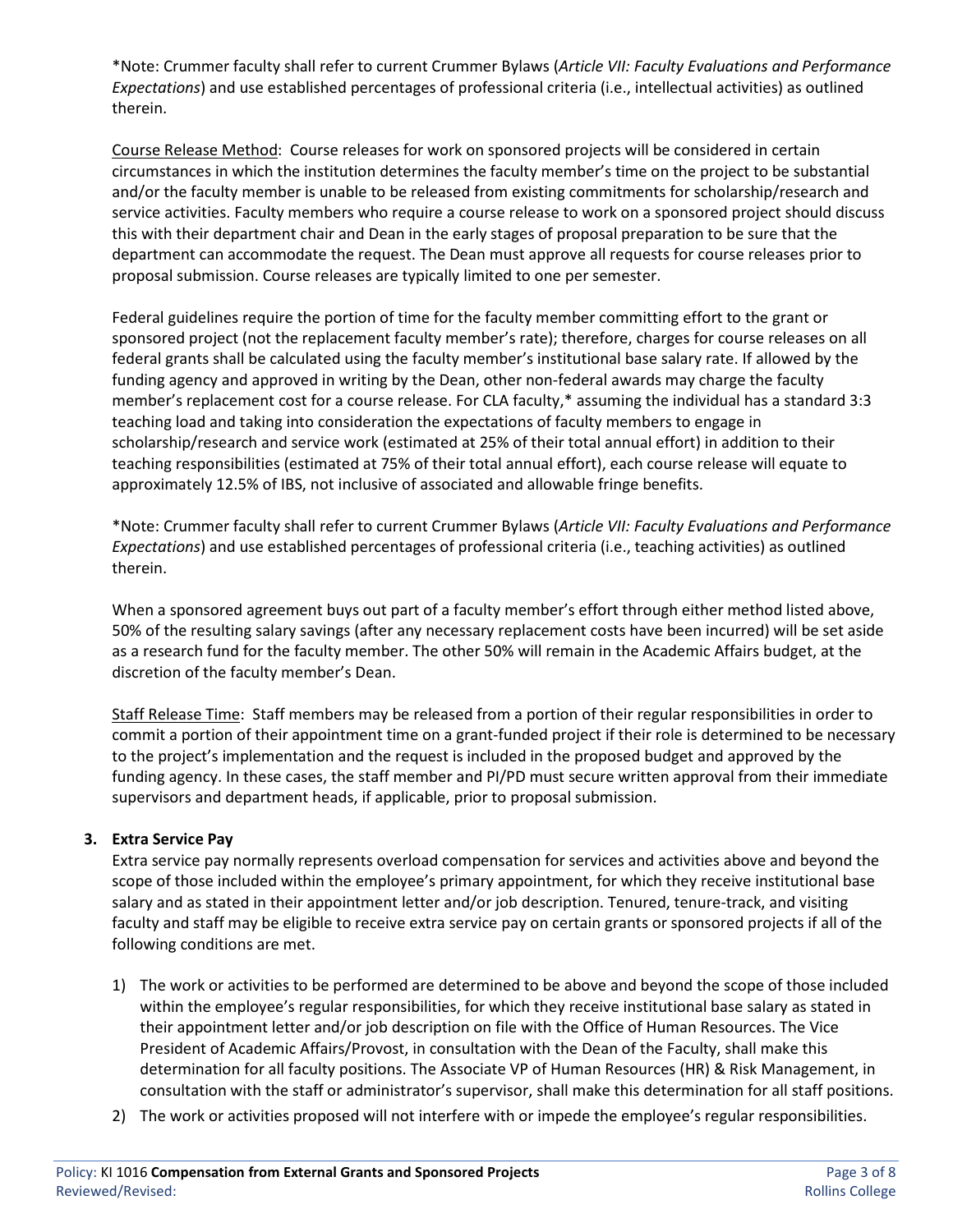*Note: Crummer faculty shall refer to current Crummer Bylaws (*Article VII: Faculty Evaluations and Performance Expectations*) and use established percentages of professional criteria (i.e., intellectual activities) as outlined therein.

Course Release Method: Course releases for work on sponsored projects will be considered in certain circumstances in which the institution determines the faculty member's time on the project to be substantial and/or the faculty member is unable to be released from existing commitments for scholarship/research and service activities. Faculty members who require a course release to work on a sponsored project should discuss this with their department chair and Dean in the early stages of proposal preparation to be sure that the department can accommodate the request. The Dean must approve all requests for course releases prior to proposal submission. Course releases are typically limited to one per semester.

Federal guidelines require the portion of time for the faculty member committing effort to the grant or sponsored project (not the replacement faculty member's rate); therefore, charges for course releases on all federal grants shall be calculated using the faculty member's institutional base salary rate. If allowed by the funding agency and approved in writing by the Dean, other non-federal awards may charge the faculty member's replacement cost for a course release. For CLA faculty,* assuming the individual has a standard 3:3 teaching load and taking into consideration the expectations of faculty members to engage in scholarship/research and service work (estimated at 25% of their total annual effort) in addition to their teaching responsibilities (estimated at 75% of their total annual effort), each course release will equate to approximately 12.5% of IBS, not inclusive of associated and allowable fringe benefits.

*Note: Crummer faculty shall refer to current Crummer Bylaws (*Article VII: Faculty Evaluations and Performance Expectations*) and use established percentages of professional criteria (i.e., teaching activities) as outlined therein.

When a sponsored agreement buys out part of a faculty member's effort through either method listed above, 50% of the resulting salary savings (after any necessary replacement costs have been incurred) will be set aside as a research fund for the faculty member. The other 50% will remain in the Academic Affairs budget, at the discretion of the faculty member's Dean.

Staff Release Time: Staff members may be released from a portion of their regular responsibilities in order to commit a portion of their appointment time on a grant-funded project if their role is determined to be necessary to the project's implementation and the request is included in the proposed budget and approved by the funding agency. In these cases, the staff member and PI/PD must secure written approval from their immediate supervisors and department heads, if applicable, prior to proposal submission.

**3. Extra Service Pay**

Extra service pay normally represents overload compensation for services and activities above and beyond the scope of those included within the employee's primary appointment, for which they receive institutional base salary and as stated in their appointment letter and/or job description. Tenured, tenure-track, and visiting faculty and staff may be eligible to receive extra service pay on certain grants or sponsored projects if all of the following conditions are met.

1) The work or activities to be performed are determined to be above and beyond the scope of those included within the employee's regular responsibilities, for which they receive institutional base salary as stated in their appointment letter and/or job description on file with the Office of Human Resources. The Vice President of Academic Affairs/Provost, in consultation with the Dean of the Faculty, shall make this determination for all faculty positions. The Associate VP of Human Resources (HR) & Risk Management, in consultation with the staff or administrator's supervisor, shall make this determination for all staff positions.
2) The work or activities proposed will not interfere with or impede the employee's regular responsibilities.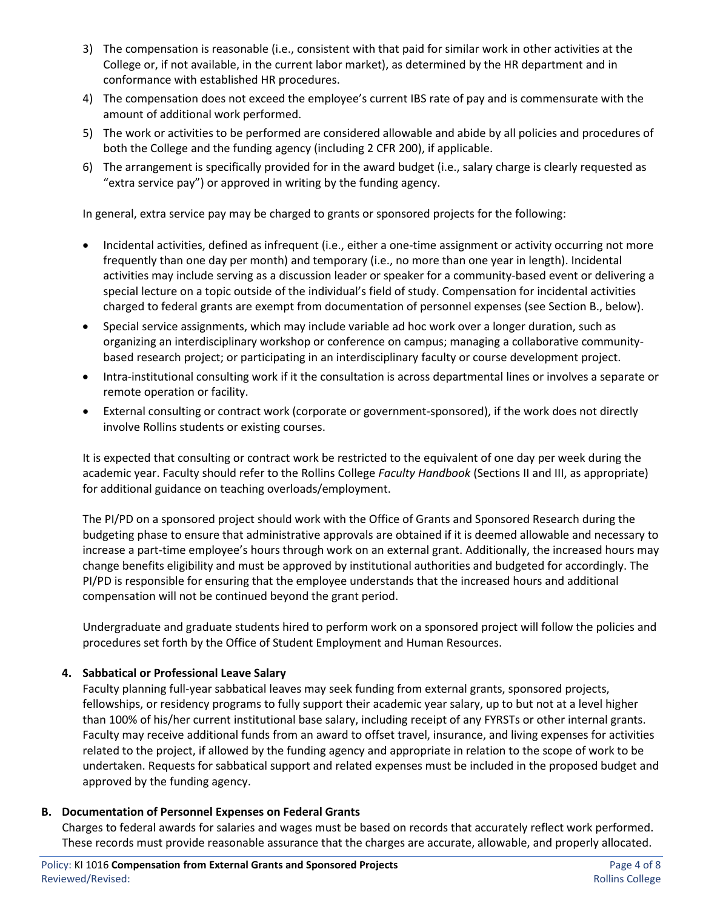3) The compensation is reasonable (i.e., consistent with that paid for similar work in other activities at the College or, if not available, in the current labor market), as determined by the HR department and in conformance with established HR procedures.
4) The compensation does not exceed the employee's current IBS rate of pay and is commensurate with the amount of additional work performed.
5) The work or activities to be performed are considered allowable and abide by all policies and procedures of both the College and the funding agency (including 2 CFR 200), if applicable.
6) The arrangement is specifically provided for in the award budget (i.e., salary charge is clearly requested as "extra service pay") or approved in writing by the funding agency.

In general, extra service pay may be charged to grants or sponsored projects for the following:

- Incidental activities, defined as infrequent (i.e., either a one-time assignment or activity occurring not more frequently than one day per month) and temporary (i.e., no more than one year in length). Incidental activities may include serving as a discussion leader or speaker for a community-based event or delivering a special lecture on a topic outside of the individual's field of study. Compensation for incidental activities charged to federal grants are exempt from documentation of personnel expenses (see Section B., below).
- Special service assignments, which may include variable ad hoc work over a longer duration, such as organizing an interdisciplinary workshop or conference on campus; managing a collaborative community-based research project; or participating in an interdisciplinary faculty or course development project.
- Intra-institutional consulting work if it the consultation is across departmental lines or involves a separate or remote operation or facility.
- External consulting or contract work (corporate or government-sponsored), if the work does not directly involve Rollins students or existing courses.

It is expected that consulting or contract work be restricted to the equivalent of one day per week during the academic year. Faculty should refer to the Rollins College *Faculty Handbook* (Sections II and III, as appropriate) for additional guidance on teaching overloads/employment.

The PI/PD on a sponsored project should work with the Office of Grants and Sponsored Research during the budgeting phase to ensure that administrative approvals are obtained if it is deemed allowable and necessary to increase a part-time employee's hours through work on an external grant. Additionally, the increased hours may change benefits eligibility and must be approved by institutional authorities and budgeted for accordingly. The PI/PD is responsible for ensuring that the employee understands that the increased hours and additional compensation will not be continued beyond the grant period.

Undergraduate and graduate students hired to perform work on a sponsored project will follow the policies and procedures set forth by the Office of Student Employment and Human Resources.

### 4. Sabbatical or Professional Leave Salary

Faculty planning full-year sabbatical leaves may seek funding from external grants, sponsored projects, fellowships, or residency programs to fully support their academic year salary, up to but not at a level higher than 100% of his/her current institutional base salary, including receipt of any FYRSTs or other internal grants. Faculty may receive additional funds from an award to offset travel, insurance, and living expenses for activities related to the project, if allowed by the funding agency and appropriate in relation to the scope of work to be undertaken. Requests for sabbatical support and related expenses must be included in the proposed budget and approved by the funding agency.

## B. Documentation of Personnel Expenses on Federal Grants

Charges to federal awards for salaries and wages must be based on records that accurately reflect work performed. These records must provide reasonable assurance that the charges are accurate, allowable, and properly allocated.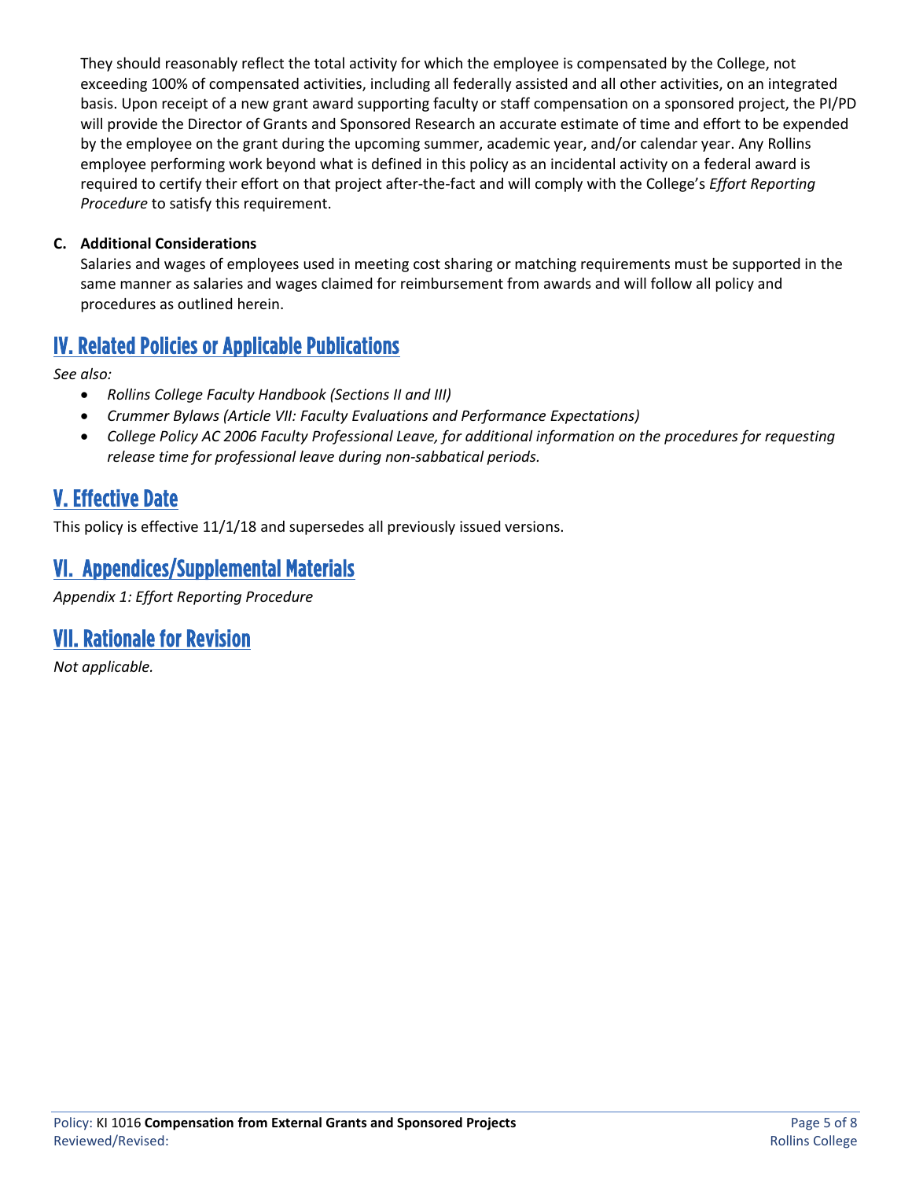They should reasonably reflect the total activity for which the employee is compensated by the College, not exceeding 100% of compensated activities, including all federally assisted and all other activities, on an integrated basis. Upon receipt of a new grant award supporting faculty or staff compensation on a sponsored project, the PI/PD will provide the Director of Grants and Sponsored Research an accurate estimate of time and effort to be expended by the employee on the grant during the upcoming summer, academic year, and/or calendar year. Any Rollins employee performing work beyond what is defined in this policy as an incidental activity on a federal award is required to certify their effort on that project after-the-fact and will comply with the College's *Effort Reporting Procedure* to satisfy this requirement.

**C. Additional Considerations**

Salaries and wages of employees used in meeting cost sharing or matching requirements must be supported in the same manner as salaries and wages claimed for reimbursement from awards and will follow all policy and procedures as outlined herein.

## IV. Related Policies or Applicable Publications

*See also:*

- *Rollins College Faculty Handbook (Sections II and III)*
- *Crummer Bylaws (Article VII: Faculty Evaluations and Performance Expectations)*
- *College Policy AC 2006 Faculty Professional Leave, for additional information on the procedures for requesting release time for professional leave during non-sabbatical periods.*

## V. Effective Date

This policy is effective 11/1/18 and supersedes all previously issued versions.

## VI. Appendices/Supplemental Materials

*Appendix 1: Effort Reporting Procedure*

## VII. Rationale for Revision

*Not applicable.*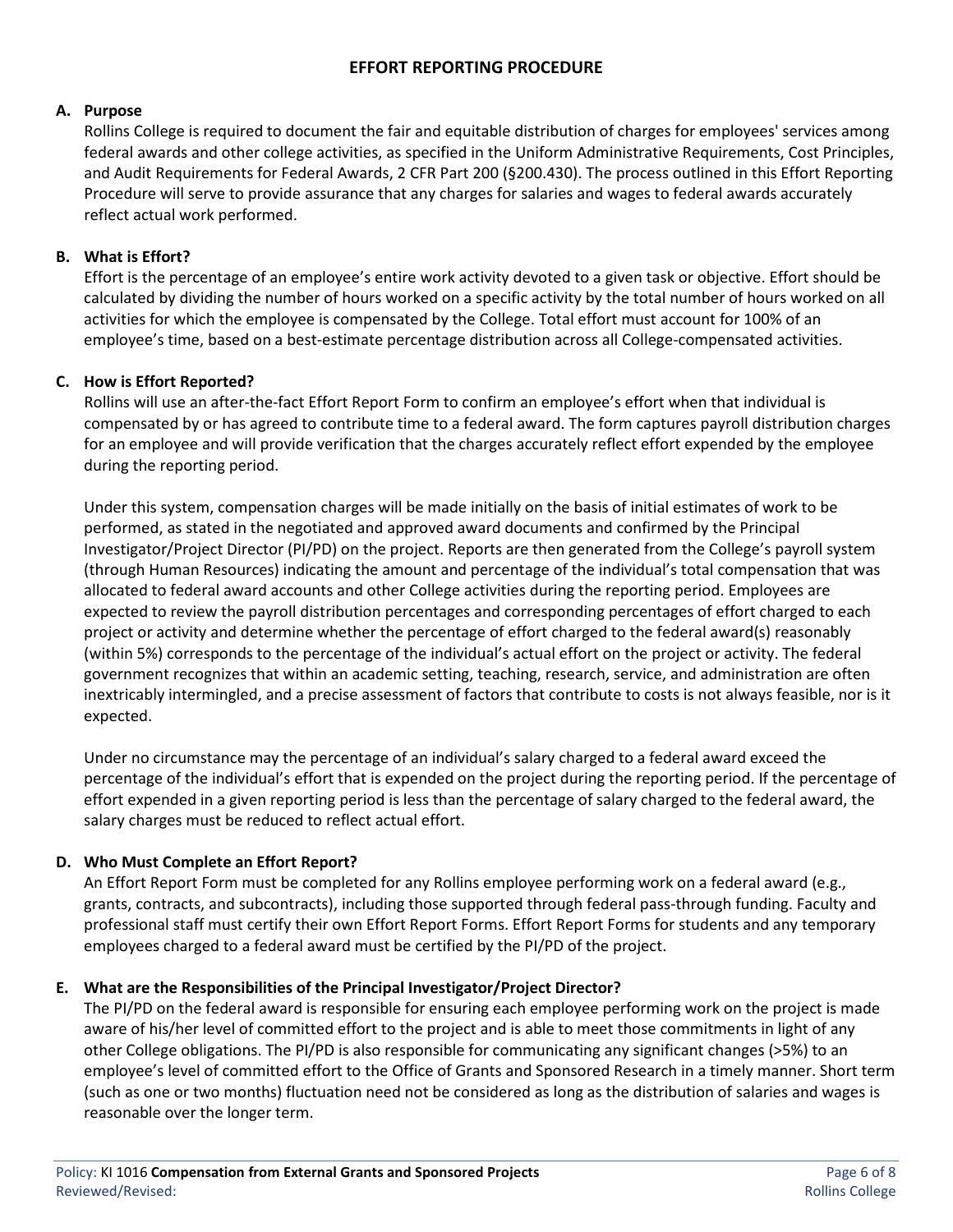# EFFORT REPORTING PROCEDURE

## A. Purpose

Rollins College is required to document the fair and equitable distribution of charges for employees' services among federal awards and other college activities, as specified in the Uniform Administrative Requirements, Cost Principles, and Audit Requirements for Federal Awards, 2 CFR Part 200 (§200.430). The process outlined in this Effort Reporting Procedure will serve to provide assurance that any charges for salaries and wages to federal awards accurately reflect actual work performed.

## B. What is Effort?

Effort is the percentage of an employee's entire work activity devoted to a given task or objective. Effort should be calculated by dividing the number of hours worked on a specific activity by the total number of hours worked on all activities for which the employee is compensated by the College. Total effort must account for 100% of an employee's time, based on a best-estimate percentage distribution across all College-compensated activities.

## C. How is Effort Reported?

Rollins will use an after-the-fact Effort Report Form to confirm an employee's effort when that individual is compensated by or has agreed to contribute time to a federal award. The form captures payroll distribution charges for an employee and will provide verification that the charges accurately reflect effort expended by the employee during the reporting period.

Under this system, compensation charges will be made initially on the basis of initial estimates of work to be performed, as stated in the negotiated and approved award documents and confirmed by the Principal Investigator/Project Director (PI/PD) on the project. Reports are then generated from the College's payroll system (through Human Resources) indicating the amount and percentage of the individual's total compensation that was allocated to federal award accounts and other College activities during the reporting period. Employees are expected to review the payroll distribution percentages and corresponding percentages of effort charged to each project or activity and determine whether the percentage of effort charged to the federal award(s) reasonably (within 5%) corresponds to the percentage of the individual's actual effort on the project or activity. The federal government recognizes that within an academic setting, teaching, research, service, and administration are often inextricably intermingled, and a precise assessment of factors that contribute to costs is not always feasible, nor is it expected.

Under no circumstance may the percentage of an individual's salary charged to a federal award exceed the percentage of the individual's effort that is expended on the project during the reporting period. If the percentage of effort expended in a given reporting period is less than the percentage of salary charged to the federal award, the salary charges must be reduced to reflect actual effort.

## D. Who Must Complete an Effort Report?

An Effort Report Form must be completed for any Rollins employee performing work on a federal award (e.g., grants, contracts, and subcontracts), including those supported through federal pass-through funding. Faculty and professional staff must certify their own Effort Report Forms. Effort Report Forms for students and any temporary employees charged to a federal award must be certified by the PI/PD of the project.

## E. What are the Responsibilities of the Principal Investigator/Project Director?

The PI/PD on the federal award is responsible for ensuring each employee performing work on the project is made aware of his/her level of committed effort to the project and is able to meet those commitments in light of any other College obligations. The PI/PD is also responsible for communicating any significant changes (>5%) to an employee's level of committed effort to the Office of Grants and Sponsored Research in a timely manner. Short term (such as one or two months) fluctuation need not be considered as long as the distribution of salaries and wages is reasonable over the longer term.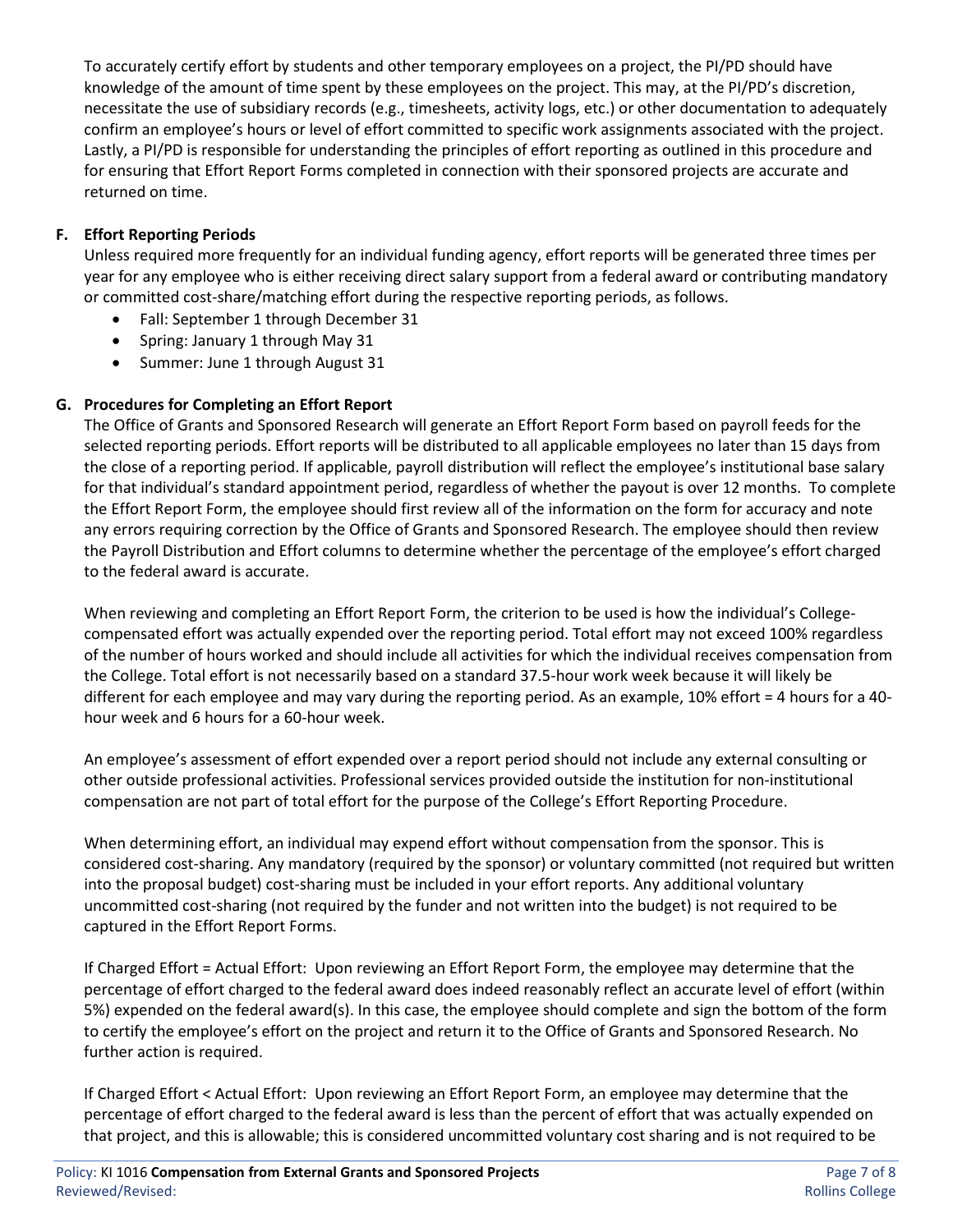To accurately certify effort by students and other temporary employees on a project, the PI/PD should have knowledge of the amount of time spent by these employees on the project. This may, at the PI/PD's discretion, necessitate the use of subsidiary records (e.g., timesheets, activity logs, etc.) or other documentation to adequately confirm an employee's hours or level of effort committed to specific work assignments associated with the project. Lastly, a PI/PD is responsible for understanding the principles of effort reporting as outlined in this procedure and for ensuring that Effort Report Forms completed in connection with their sponsored projects are accurate and returned on time.

### F. Effort Reporting Periods

Unless required more frequently for an individual funding agency, effort reports will be generated three times per year for any employee who is either receiving direct salary support from a federal award or contributing mandatory or committed cost-share/matching effort during the respective reporting periods, as follows.

- Fall: September 1 through December 31
- Spring: January 1 through May 31
- Summer: June 1 through August 31

### G. Procedures for Completing an Effort Report

The Office of Grants and Sponsored Research will generate an Effort Report Form based on payroll feeds for the selected reporting periods. Effort reports will be distributed to all applicable employees no later than 15 days from the close of a reporting period. If applicable, payroll distribution will reflect the employee's institutional base salary for that individual's standard appointment period, regardless of whether the payout is over 12 months. To complete the Effort Report Form, the employee should first review all of the information on the form for accuracy and note any errors requiring correction by the Office of Grants and Sponsored Research. The employee should then review the Payroll Distribution and Effort columns to determine whether the percentage of the employee's effort charged to the federal award is accurate.

When reviewing and completing an Effort Report Form, the criterion to be used is how the individual's College-compensated effort was actually expended over the reporting period. Total effort may not exceed 100% regardless of the number of hours worked and should include all activities for which the individual receives compensation from the College. Total effort is not necessarily based on a standard 37.5-hour work week because it will likely be different for each employee and may vary during the reporting period. As an example, 10% effort = 4 hours for a 40-hour week and 6 hours for a 60-hour week.

An employee's assessment of effort expended over a report period should not include any external consulting or other outside professional activities. Professional services provided outside the institution for non-institutional compensation are not part of total effort for the purpose of the College's Effort Reporting Procedure.

When determining effort, an individual may expend effort without compensation from the sponsor. This is considered cost-sharing. Any mandatory (required by the sponsor) or voluntary committed (not required but written into the proposal budget) cost-sharing must be included in your effort reports. Any additional voluntary uncommitted cost-sharing (not required by the funder and not written into the budget) is not required to be captured in the Effort Report Forms.

If Charged Effort = Actual Effort: Upon reviewing an Effort Report Form, the employee may determine that the percentage of effort charged to the federal award does indeed reasonably reflect an accurate level of effort (within 5%) expended on the federal award(s). In this case, the employee should complete and sign the bottom of the form to certify the employee's effort on the project and return it to the Office of Grants and Sponsored Research. No further action is required.

If Charged Effort < Actual Effort: Upon reviewing an Effort Report Form, an employee may determine that the percentage of effort charged to the federal award is less than the percent of effort that was actually expended on that project, and this is allowable; this is considered uncommitted voluntary cost sharing and is not required to be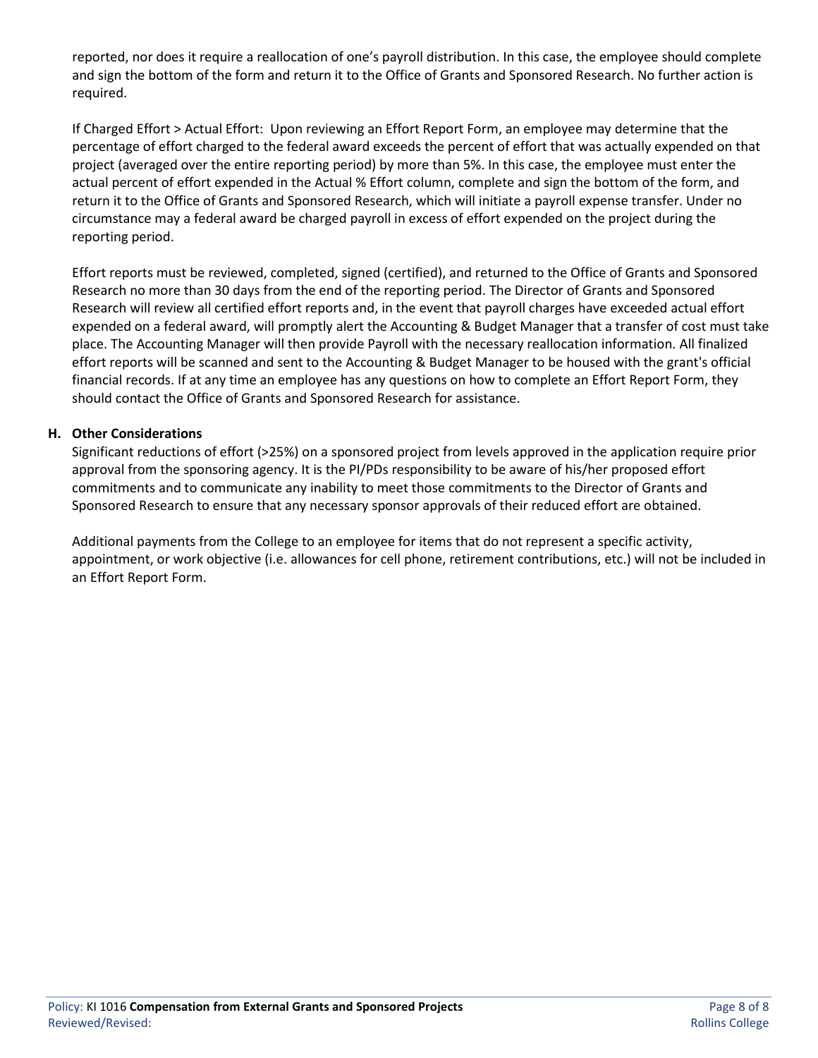reported, nor does it require a reallocation of one's payroll distribution. In this case, the employee should complete and sign the bottom of the form and return it to the Office of Grants and Sponsored Research. No further action is required.

If Charged Effort > Actual Effort: Upon reviewing an Effort Report Form, an employee may determine that the percentage of effort charged to the federal award exceeds the percent of effort that was actually expended on that project (averaged over the entire reporting period) by more than 5%. In this case, the employee must enter the actual percent of effort expended in the Actual % Effort column, complete and sign the bottom of the form, and return it to the Office of Grants and Sponsored Research, which will initiate a payroll expense transfer. Under no circumstance may a federal award be charged payroll in excess of effort expended on the project during the reporting period.

Effort reports must be reviewed, completed, signed (certified), and returned to the Office of Grants and Sponsored Research no more than 30 days from the end of the reporting period. The Director of Grants and Sponsored Research will review all certified effort reports and, in the event that payroll charges have exceeded actual effort expended on a federal award, will promptly alert the Accounting & Budget Manager that a transfer of cost must take place. The Accounting Manager will then provide Payroll with the necessary reallocation information. All finalized effort reports will be scanned and sent to the Accounting & Budget Manager to be housed with the grant's official financial records. If at any time an employee has any questions on how to complete an Effort Report Form, they should contact the Office of Grants and Sponsored Research for assistance.

### H. Other Considerations

Significant reductions of effort (>25%) on a sponsored project from levels approved in the application require prior approval from the sponsoring agency. It is the PI/PDs responsibility to be aware of his/her proposed effort commitments and to communicate any inability to meet those commitments to the Director of Grants and Sponsored Research to ensure that any necessary sponsor approvals of their reduced effort are obtained.

Additional payments from the College to an employee for items that do not represent a specific activity, appointment, or work objective (i.e. allowances for cell phone, retirement contributions, etc.) will not be included in an Effort Report Form.